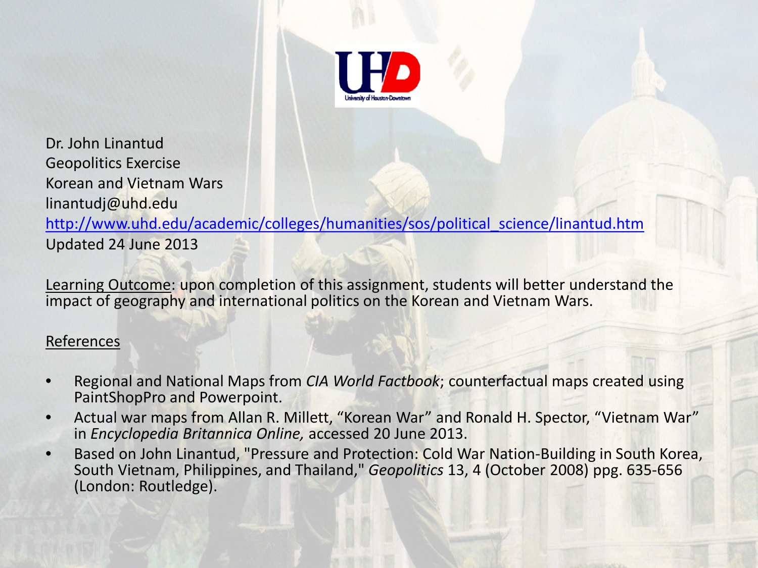Dr. John Linantud
Geopolitics Exercise
Korean and Vietnam Wars
linantudj@uhd.edu
http://www.uhd.edu/academic/colleges/humanities/sos/political_science/linantud.htm
Updated 24 June 2013

Learning Outcome: upon completion of this assignment, students will better understand the impact of geography and international politics on the Korean and Vietnam Wars.

References

- Regional and National Maps from *CIA World Factbook*; counterfactual maps created using PaintShopPro and Powerpoint.
- Actual war maps from Allan R. Millett, "Korean War" and Ronald H. Spector, "Vietnam War" in *Encyclopedia Britannica Online,* accessed 20 June 2013.
- Based on John Linantud, "Pressure and Protection: Cold War Nation-Building in South Korea, South Vietnam, Philippines, and Thailand," *Geopolitics* 13, 4 (October 2008) ppg. 635-656 (London: Routledge).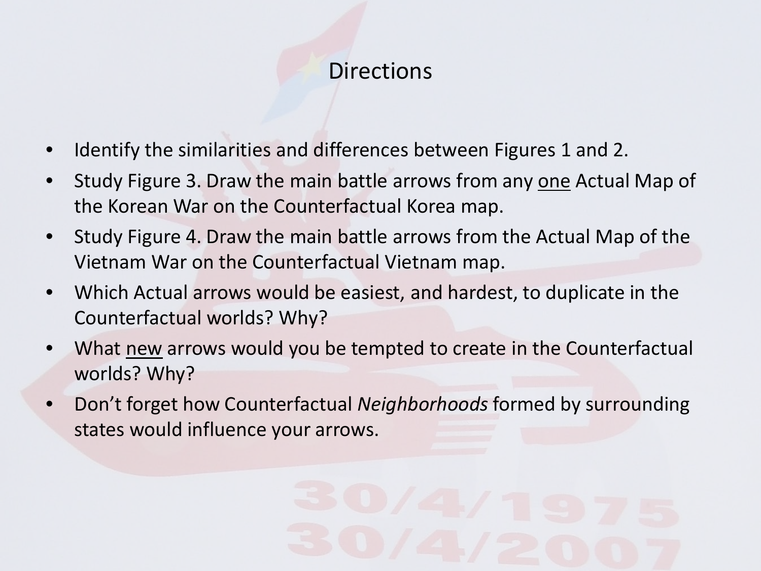# Directions

- Identify the similarities and differences between Figures 1 and 2.
- Study Figure 3. Draw the main battle arrows from any <u>one</u> Actual Map of the Korean War on the Counterfactual Korea map.
- Study Figure 4. Draw the main battle arrows from the Actual Map of the Vietnam War on the Counterfactual Vietnam map.
- Which Actual arrows would be easiest, and hardest, to duplicate in the Counterfactual worlds? Why?
- What <u>new</u> arrows would you be tempted to create in the Counterfactual worlds? Why?
- Don't forget how Counterfactual *Neighborhoods* formed by surrounding states would influence your arrows.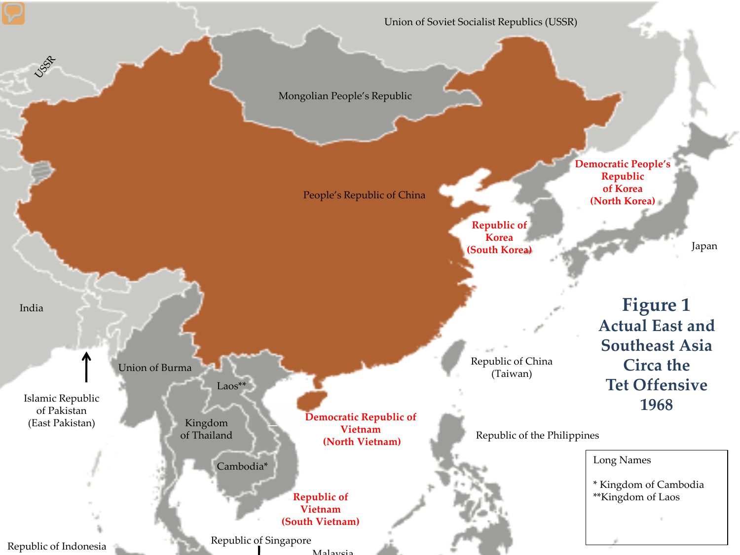# Figure 1
## Actual East and Southeast Asia Circa the Tet Offensive 1968

Union of Soviet Socialist Republics (USSR)

USSR

Mongolian People's Republic

People's Republic of China

**Democratic People's Republic of Korea (North Korea)**

**Republic of Korea (South Korea)**

Japan

India

Islamic Republic of Pakistan (East Pakistan)

Union of Burma

Laos**

Kingdom of Thailand

Cambodia*

Republic of China (Taiwan)

**Democratic Republic of Vietnam (North Vietnam)**

Republic of the Philippines

**Republic of Vietnam (South Vietnam)**

Republic of Indonesia

Republic of Singapore

Malaysia

Long Names

* Kingdom of Cambodia
**Kingdom of Laos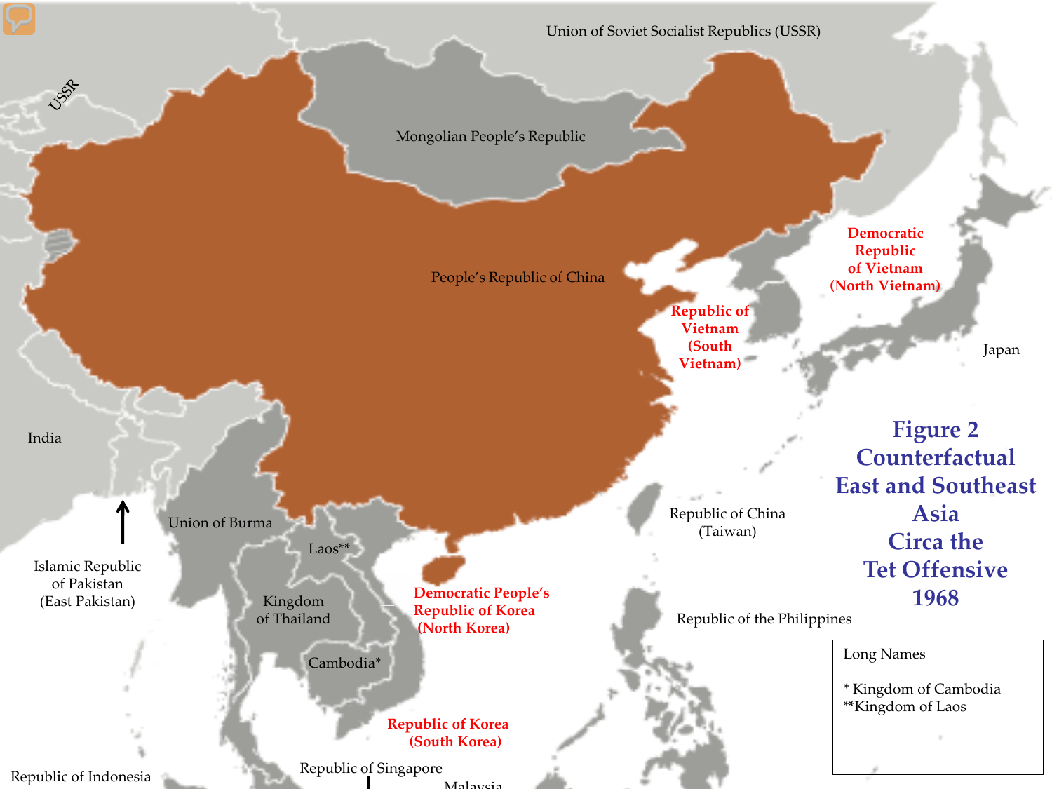# Figure 2
# Counterfactual East and Southeast Asia Circa the Tet Offensive 1968

Union of Soviet Socialist Republics (USSR)

USSR

Mongolian People's Republic

People's Republic of China

**Democratic Republic of Vietnam (North Vietnam)**

**Republic of Vietnam (South Vietnam)**

Japan

India

Union of Burma

Islamic Republic of Pakistan (East Pakistan)

Laos**

Kingdom of Thailand

Cambodia*

**Democratic People's Republic of Korea (North Korea)**

Republic of China (Taiwan)

Republic of the Philippines

**Republic of Korea (South Korea)**

Republic of Indonesia

Republic of Singapore

Malaysia

Long Names

* Kingdom of Cambodia
**Kingdom of Laos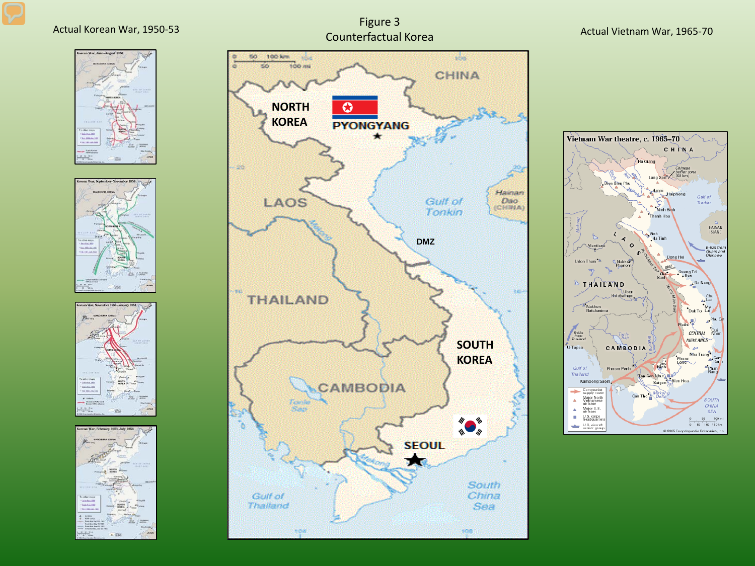Actual Korean War, 1950-53

# Figure 3
## Counterfactual Korea

Actual Vietnam War, 1965-70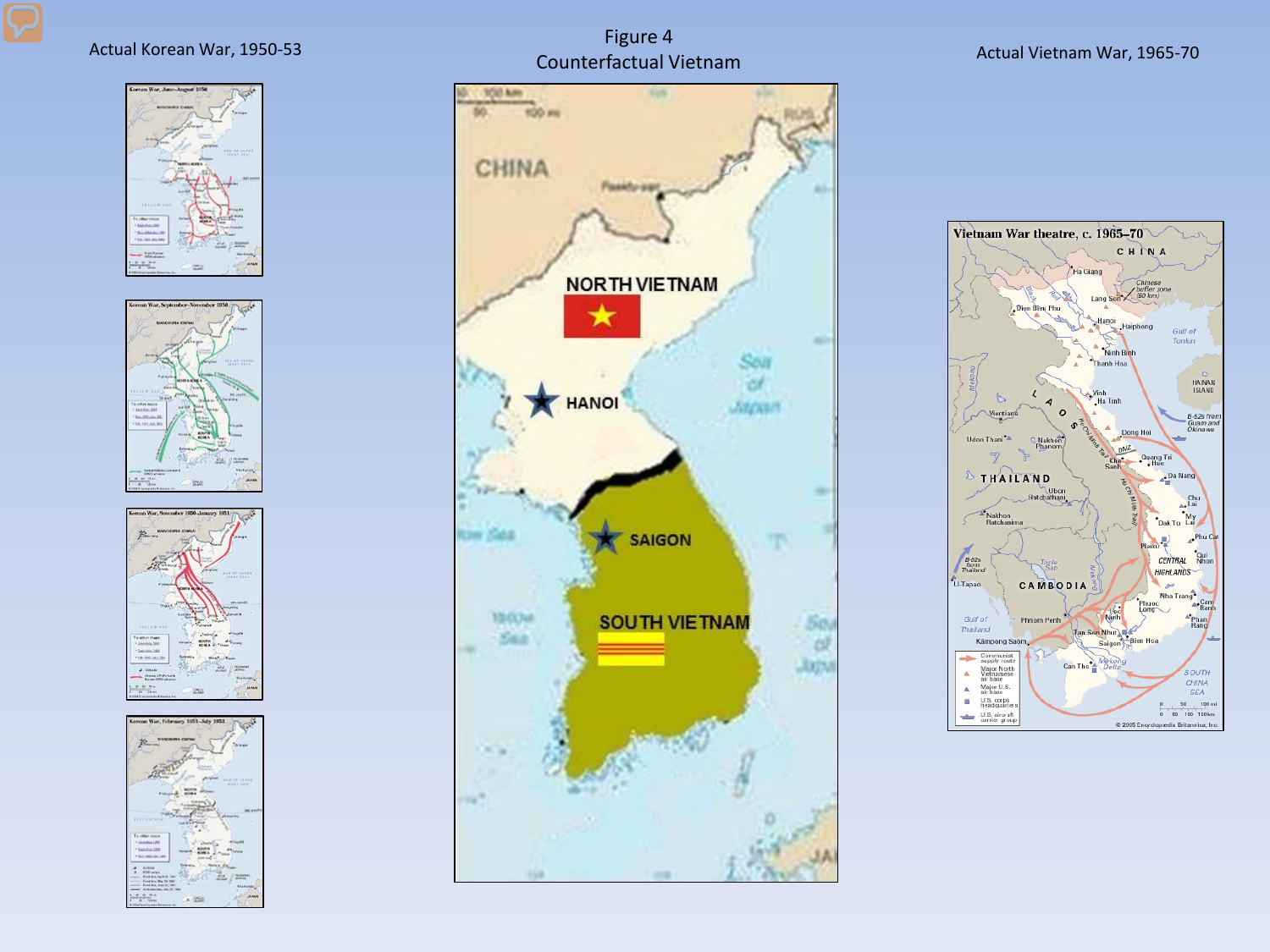Actual Korean War, 1950-53

# Figure 4
## Counterfactual Vietnam

Actual Vietnam War, 1965-70